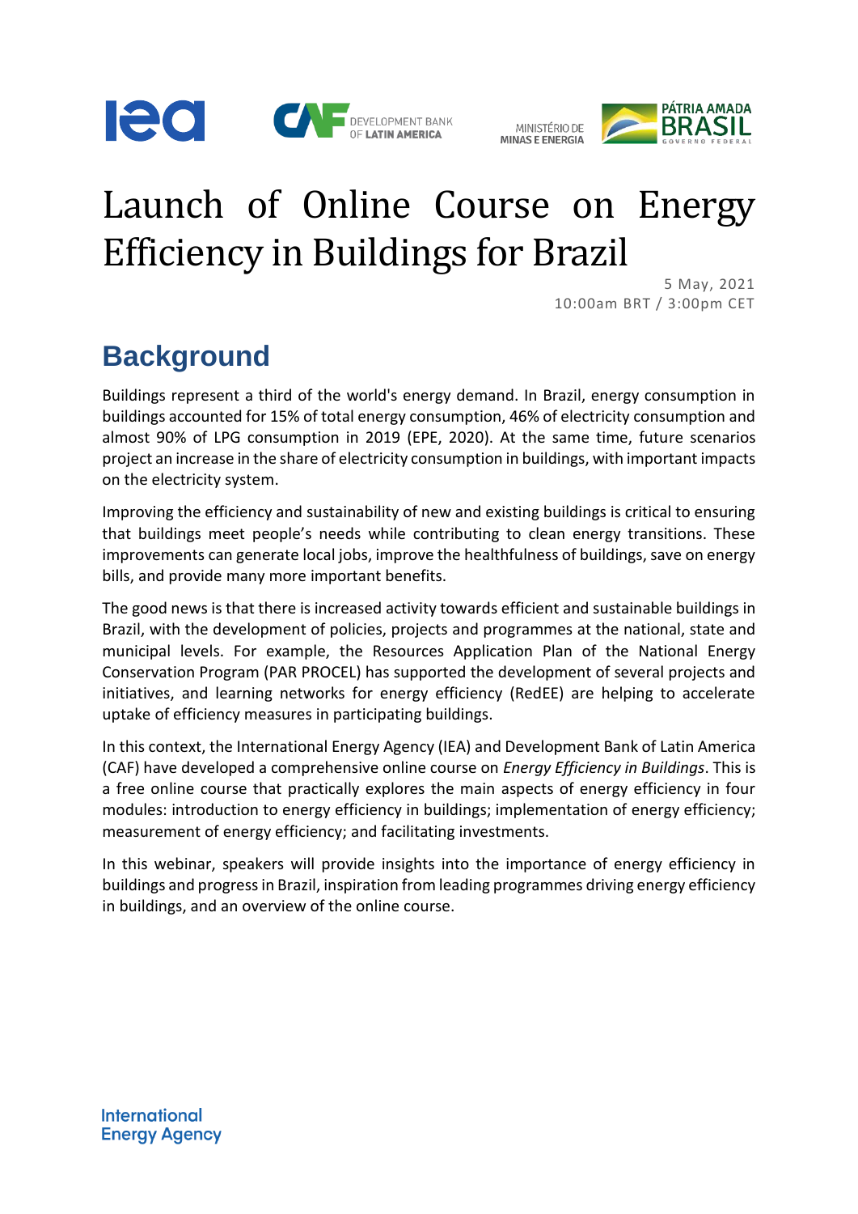# Launch of Online Course on Energy Efficiency in Buildings for Brazil

5 May, 2021
10:00am BRT / 3:00pm CET

## Background

Buildings represent a third of the world's energy demand. In Brazil, energy consumption in buildings accounted for 15% of total energy consumption, 46% of electricity consumption and almost 90% of LPG consumption in 2019 (EPE, 2020). At the same time, future scenarios project an increase in the share of electricity consumption in buildings, with important impacts on the electricity system.

Improving the efficiency and sustainability of new and existing buildings is critical to ensuring that buildings meet people's needs while contributing to clean energy transitions. These improvements can generate local jobs, improve the healthfulness of buildings, save on energy bills, and provide many more important benefits.

The good news is that there is increased activity towards efficient and sustainable buildings in Brazil, with the development of policies, projects and programmes at the national, state and municipal levels. For example, the Resources Application Plan of the National Energy Conservation Program (PAR PROCEL) has supported the development of several projects and initiatives, and learning networks for energy efficiency (RedEE) are helping to accelerate uptake of efficiency measures in participating buildings.

In this context, the International Energy Agency (IEA) and Development Bank of Latin America (CAF) have developed a comprehensive online course on *Energy Efficiency in Buildings*. This is a free online course that practically explores the main aspects of energy efficiency in four modules: introduction to energy efficiency in buildings; implementation of energy efficiency; measurement of energy efficiency; and facilitating investments.

In this webinar, speakers will provide insights into the importance of energy efficiency in buildings and progress in Brazil, inspiration from leading programmes driving energy efficiency in buildings, and an overview of the online course.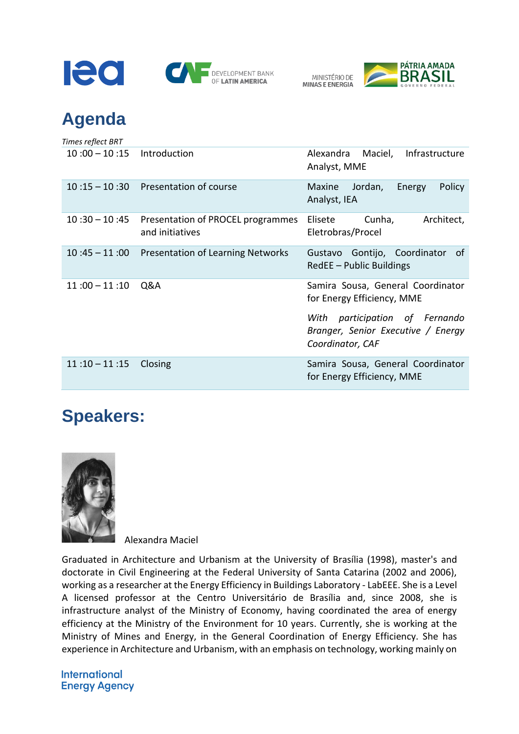# Agenda

*Times reflect BRT*

| | | |
|---|---|---|
| 10 :00 – 10 :15 | Introduction | Alexandra Maciel, Infrastructure Analyst, MME |
| 10 :15 – 10 :30 | Presentation of course | Maxine Jordan, Energy Policy Analyst, IEA |
| 10 :30 – 10 :45 | Presentation of PROCEL programmes and initiatives | Elisete Cunha, Architect, Eletrobras/Procel |
| 10 :45 – 11 :00 | Presentation of Learning Networks | Gustavo Gontijo, Coordinator of RedEE – Public Buildings |
| 11 :00 – 11 :10 | Q&A | Samira Sousa, General Coordinator for Energy Efficiency, MME<br><br>*With participation of Fernando Branger, Senior Executive / Energy Coordinator, CAF* |
| 11 :10 – 11 :15 | Closing | Samira Sousa, General Coordinator for Energy Efficiency, MME |

# Speakers:

Alexandra Maciel

Graduated in Architecture and Urbanism at the University of Brasília (1998), master's and doctorate in Civil Engineering at the Federal University of Santa Catarina (2002 and 2006), working as a researcher at the Energy Efficiency in Buildings Laboratory - LabEEE. She is a Level A licensed professor at the Centro Universitário de Brasília and, since 2008, she is infrastructure analyst of the Ministry of Economy, having coordinated the area of energy efficiency at the Ministry of the Environment for 10 years. Currently, she is working at the Ministry of Mines and Energy, in the General Coordination of Energy Efficiency. She has experience in Architecture and Urbanism, with an emphasis on technology, working mainly on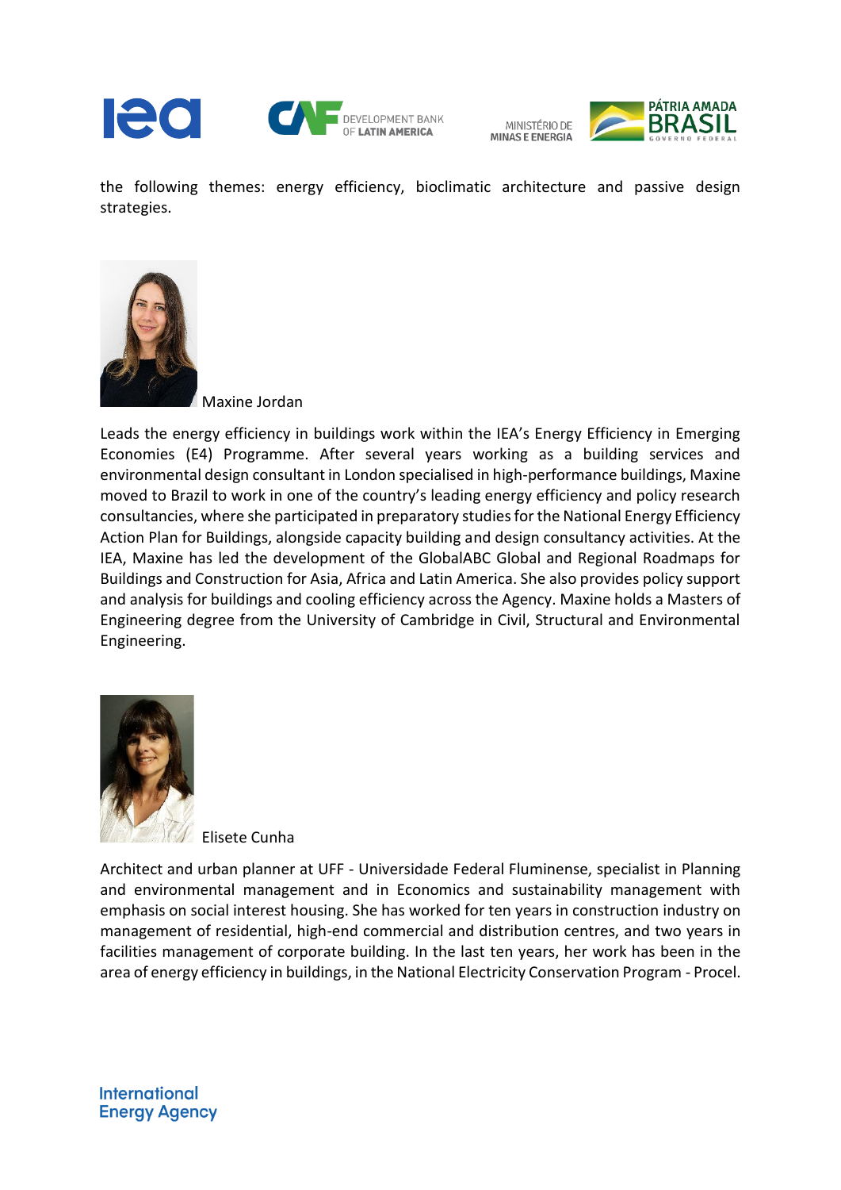the following themes: energy efficiency, bioclimatic architecture and passive design strategies.

Maxine Jordan

Leads the energy efficiency in buildings work within the IEA's Energy Efficiency in Emerging Economies (E4) Programme. After several years working as a building services and environmental design consultant in London specialised in high-performance buildings, Maxine moved to Brazil to work in one of the country's leading energy efficiency and policy research consultancies, where she participated in preparatory studies for the National Energy Efficiency Action Plan for Buildings, alongside capacity building and design consultancy activities. At the IEA, Maxine has led the development of the GlobalABC Global and Regional Roadmaps for Buildings and Construction for Asia, Africa and Latin America. She also provides policy support and analysis for buildings and cooling efficiency across the Agency. Maxine holds a Masters of Engineering degree from the University of Cambridge in Civil, Structural and Environmental Engineering.

Elisete Cunha

Architect and urban planner at UFF - Universidade Federal Fluminense, specialist in Planning and environmental management and in Economics and sustainability management with emphasis on social interest housing. She has worked for ten years in construction industry on management of residential, high-end commercial and distribution centres, and two years in facilities management of corporate building. In the last ten years, her work has been in the area of energy efficiency in buildings, in the National Electricity Conservation Program - Procel.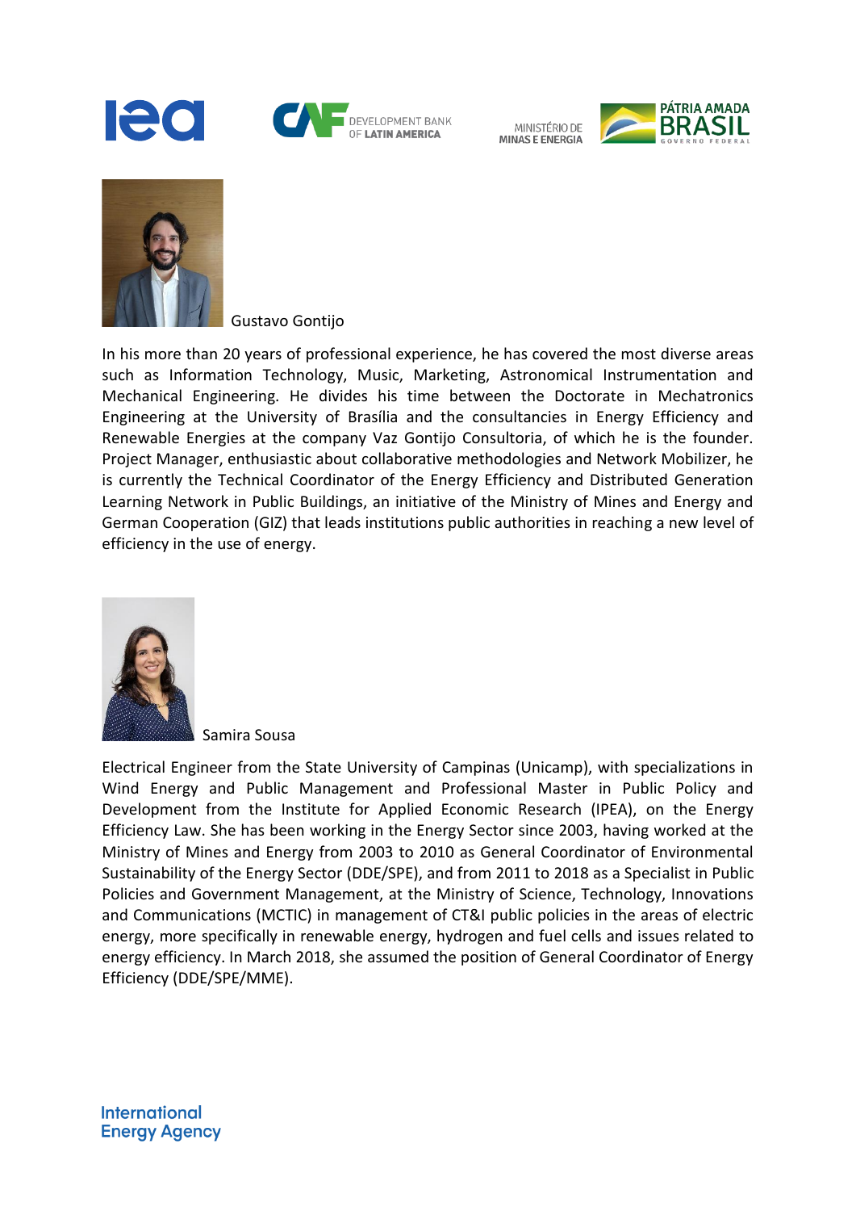Gustavo Gontijo

In his more than 20 years of professional experience, he has covered the most diverse areas such as Information Technology, Music, Marketing, Astronomical Instrumentation and Mechanical Engineering. He divides his time between the Doctorate in Mechatronics Engineering at the University of Brasília and the consultancies in Energy Efficiency and Renewable Energies at the company Vaz Gontijo Consultoria, of which he is the founder. Project Manager, enthusiastic about collaborative methodologies and Network Mobilizer, he is currently the Technical Coordinator of the Energy Efficiency and Distributed Generation Learning Network in Public Buildings, an initiative of the Ministry of Mines and Energy and German Cooperation (GIZ) that leads institutions public authorities in reaching a new level of efficiency in the use of energy.

Samira Sousa

Electrical Engineer from the State University of Campinas (Unicamp), with specializations in Wind Energy and Public Management and Professional Master in Public Policy and Development from the Institute for Applied Economic Research (IPEA), on the Energy Efficiency Law. She has been working in the Energy Sector since 2003, having worked at the Ministry of Mines and Energy from 2003 to 2010 as General Coordinator of Environmental Sustainability of the Energy Sector (DDE/SPE), and from 2011 to 2018 as a Specialist in Public Policies and Government Management, at the Ministry of Science, Technology, Innovations and Communications (MCTIC) in management of CT&I public policies in the areas of electric energy, more specifically in renewable energy, hydrogen and fuel cells and issues related to energy efficiency. In March 2018, she assumed the position of General Coordinator of Energy Efficiency (DDE/SPE/MME).